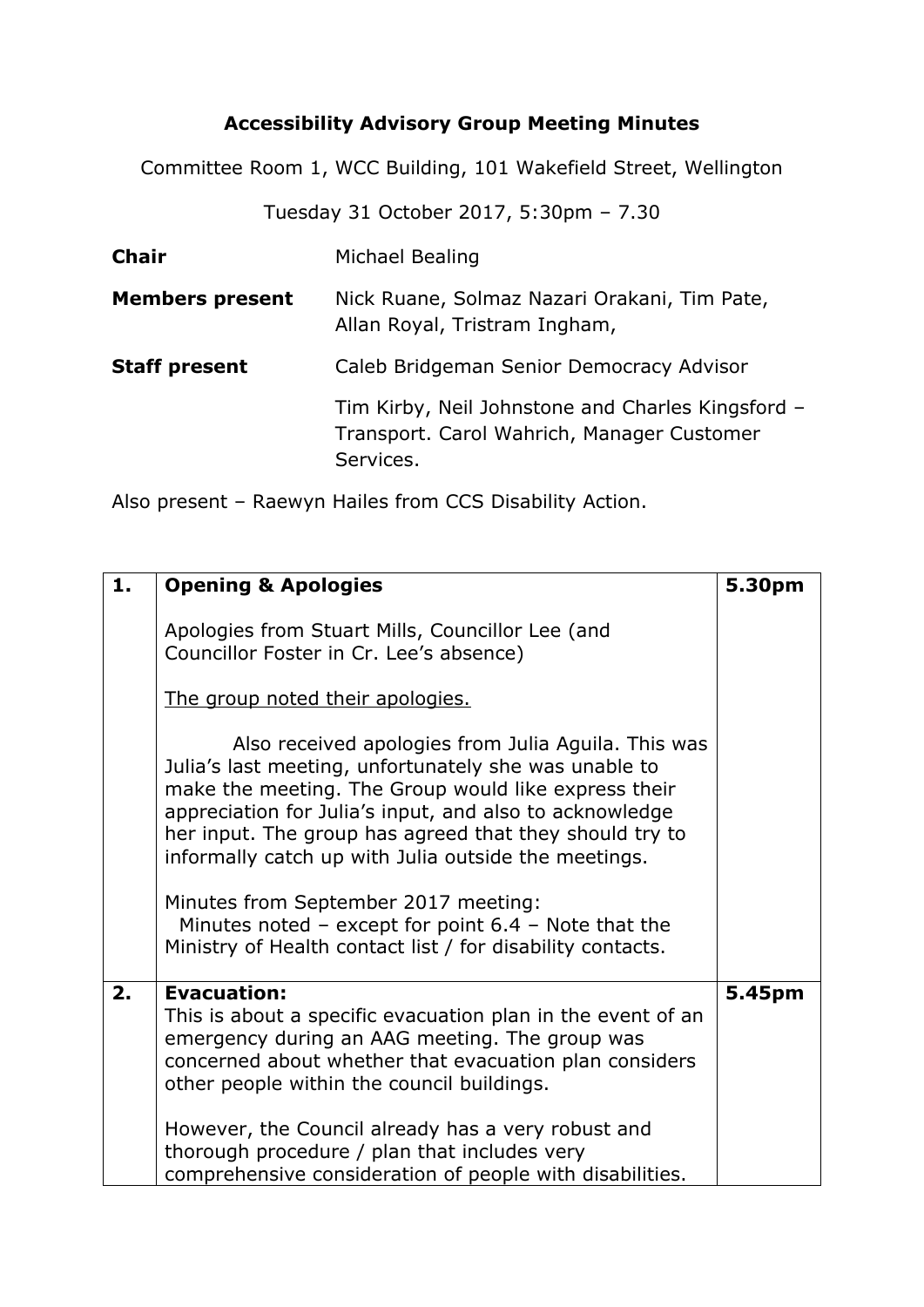**Accessibility Advisory Group Meeting Minutes**

Committee Room 1, WCC Building, 101 Wakefield Street, Wellington

Tuesday 31 October 2017, 5:30pm – 7.30

| | |
|---|---|
| **Chair** | Michael Bealing |
| **Members present** | Nick Ruane, Solmaz Nazari Orakani, Tim Pate, Allan Royal, Tristram Ingham, |
| **Staff present** | Caleb Bridgeman Senior Democracy Advisor<br><br>Tim Kirby, Neil Johnstone and Charles Kingsford – Transport. Carol Wahrich, Manager Customer Services. |

Also present – Raewyn Hailes from CCS Disability Action.

| | | |
|---|---|---|
| **1.** | **Opening & Apologies**<br><br>Apologies from Stuart Mills, Councillor Lee (and Councillor Foster in Cr. Lee's absence)<br><br><u>The group noted their apologies.</u><br><br>Also received apologies from Julia Aguila. This was Julia's last meeting, unfortunately she was unable to make the meeting. The Group would like express their appreciation for Julia's input, and also to acknowledge her input. The group has agreed that they should try to informally catch up with Julia outside the meetings.<br><br>Minutes from September 2017 meeting:<br>Minutes noted – except for point 6.4 – Note that the Ministry of Health contact list / for disability contacts. | **5.30pm** |
| **2.** | **Evacuation:**<br>This is about a specific evacuation plan in the event of an emergency during an AAG meeting. The group was concerned about whether that evacuation plan considers other people within the council buildings.<br><br>However, the Council already has a very robust and thorough procedure / plan that includes very comprehensive consideration of people with disabilities. | **5.45pm** |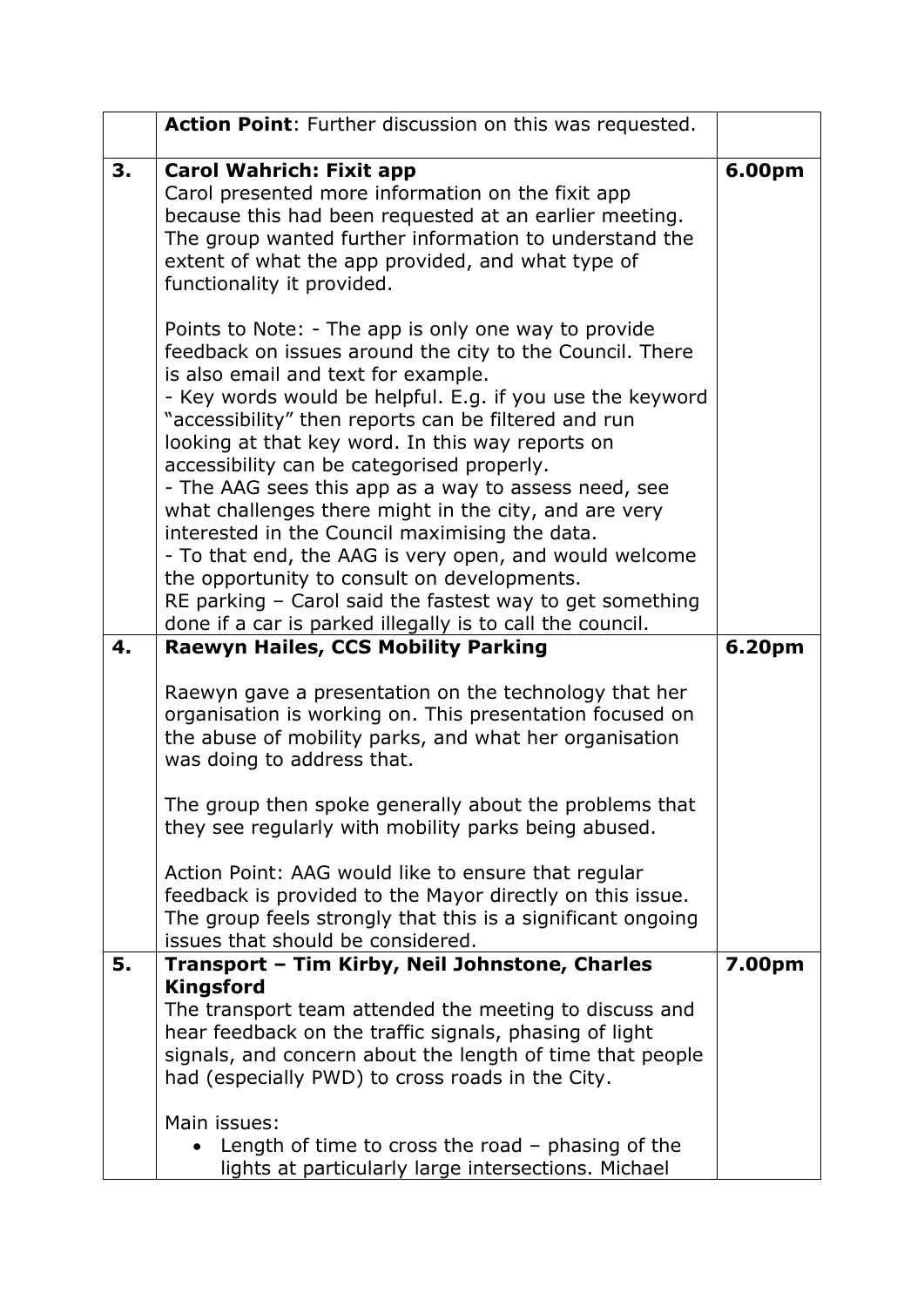| | | |
|---|---|---|
| | **Action Point**: Further discussion on this was requested. | |
| **3.** | **Carol Wahrich: Fixit app**<br>Carol presented more information on the fixit app because this had been requested at an earlier meeting. The group wanted further information to understand the extent of what the app provided, and what type of functionality it provided.<br><br>Points to Note: - The app is only one way to provide feedback on issues around the city to the Council. There is also email and text for example.<br>- Key words would be helpful. E.g. if you use the keyword "accessibility" then reports can be filtered and run looking at that key word. In this way reports on accessibility can be categorised properly.<br>- The AAG sees this app as a way to assess need, see what challenges there might in the city, and are very interested in the Council maximising the data.<br>- To that end, the AAG is very open, and would welcome the opportunity to consult on developments.<br>RE parking – Carol said the fastest way to get something done if a car is parked illegally is to call the council. | **6.00pm** |
| **4.** | **Raewyn Hailes, CCS Mobility Parking**<br><br>Raewyn gave a presentation on the technology that her organisation is working on. This presentation focused on the abuse of mobility parks, and what her organisation was doing to address that.<br><br>The group then spoke generally about the problems that they see regularly with mobility parks being abused.<br><br>Action Point: AAG would like to ensure that regular feedback is provided to the Mayor directly on this issue. The group feels strongly that this is a significant ongoing issues that should be considered. | **6.20pm** |
| **5.** | **Transport – Tim Kirby, Neil Johnstone, Charles Kingsford**<br>The transport team attended the meeting to discuss and hear feedback on the traffic signals, phasing of light signals, and concern about the length of time that people had (especially PWD) to cross roads in the City.<br><br>Main issues:<br>• Length of time to cross the road – phasing of the lights at particularly large intersections. Michael | **7.00pm** |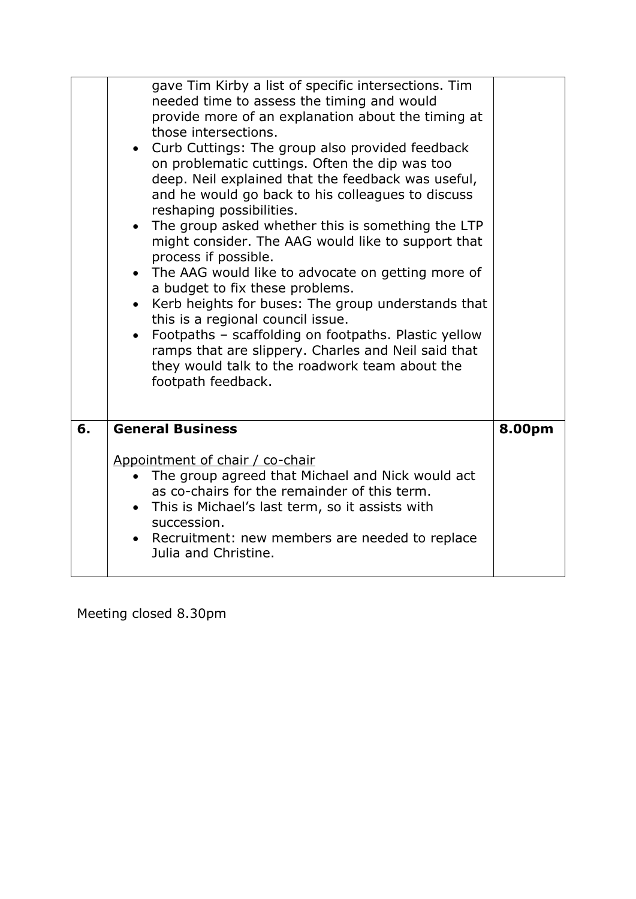| | | |
|---|---|---|
| | gave Tim Kirby a list of specific intersections. Tim needed time to assess the timing and would provide more of an explanation about the timing at those intersections.<br>• Curb Cuttings: The group also provided feedback on problematic cuttings. Often the dip was too deep. Neil explained that the feedback was useful, and he would go back to his colleagues to discuss reshaping possibilities.<br>• The group asked whether this is something the LTP might consider. The AAG would like to support that process if possible.<br>• The AAG would like to advocate on getting more of a budget to fix these problems.<br>• Kerb heights for buses: The group understands that this is a regional council issue.<br>• Footpaths – scaffolding on footpaths. Plastic yellow ramps that are slippery. Charles and Neil said that they would talk to the roadwork team about the footpath feedback. | |
| **6.** | **General Business**<br><br><u>Appointment of chair / co-chair</u><br>• The group agreed that Michael and Nick would act as co-chairs for the remainder of this term.<br>• This is Michael's last term, so it assists with succession.<br>• Recruitment: new members are needed to replace Julia and Christine. | **8.00pm** |

Meeting closed 8.30pm